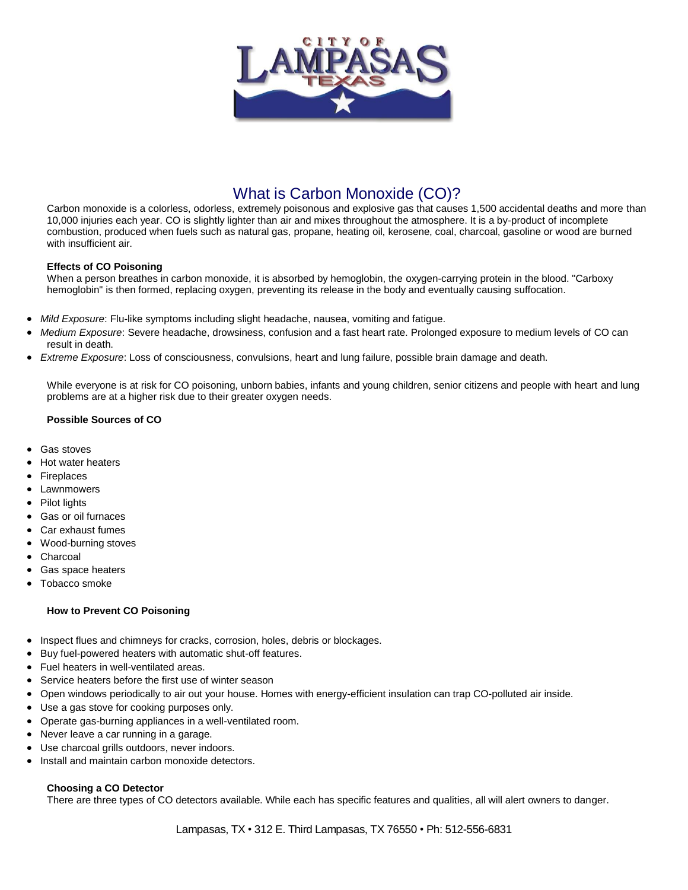# What is Carbon Monoxide (CO)?

Carbon monoxide is a colorless, odorless, extremely poisonous and explosive gas that causes 1,500 accidental deaths and more than 10,000 injuries each year. CO is slightly lighter than air and mixes throughout the atmosphere. It is a by-product of incomplete combustion, produced when fuels such as natural gas, propane, heating oil, kerosene, coal, charcoal, gasoline or wood are burned with insufficient air.

**Effects of CO Poisoning**

When a person breathes in carbon monoxide, it is absorbed by hemoglobin, the oxygen-carrying protein in the blood. "Carboxy hemoglobin" is then formed, replacing oxygen, preventing its release in the body and eventually causing suffocation.

- *Mild Exposure*: Flu-like symptoms including slight headache, nausea, vomiting and fatigue.
- *Medium Exposure*: Severe headache, drowsiness, confusion and a fast heart rate. Prolonged exposure to medium levels of CO can result in death.
- *Extreme Exposure*: Loss of consciousness, convulsions, heart and lung failure, possible brain damage and death.

While everyone is at risk for CO poisoning, unborn babies, infants and young children, senior citizens and people with heart and lung problems are at a higher risk due to their greater oxygen needs.

**Possible Sources of CO**

- Gas stoves
- Hot water heaters
- Fireplaces
- Lawnmowers
- Pilot lights
- Gas or oil furnaces
- Car exhaust fumes
- Wood-burning stoves
- Charcoal
- Gas space heaters
- Tobacco smoke

**How to Prevent CO Poisoning**

- Inspect flues and chimneys for cracks, corrosion, holes, debris or blockages.
- Buy fuel-powered heaters with automatic shut-off features.
- Fuel heaters in well-ventilated areas.
- Service heaters before the first use of winter season
- Open windows periodically to air out your house. Homes with energy-efficient insulation can trap CO-polluted air inside.
- Use a gas stove for cooking purposes only.
- Operate gas-burning appliances in a well-ventilated room.
- Never leave a car running in a garage.
- Use charcoal grills outdoors, never indoors.
- Install and maintain carbon monoxide detectors.

**Choosing a CO Detector**

There are three types of CO detectors available. While each has specific features and qualities, all will alert owners to danger.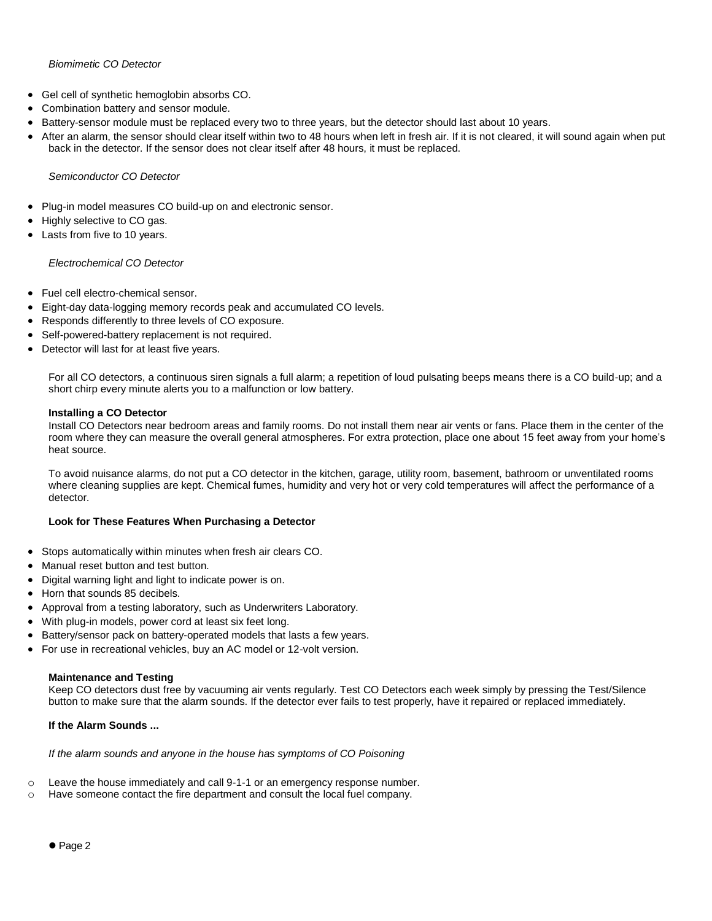*Biomimetic CO Detector*

- Gel cell of synthetic hemoglobin absorbs CO.
- Combination battery and sensor module.
- Battery-sensor module must be replaced every two to three years, but the detector should last about 10 years.
- After an alarm, the sensor should clear itself within two to 48 hours when left in fresh air. If it is not cleared, it will sound again when put back in the detector. If the sensor does not clear itself after 48 hours, it must be replaced.

*Semiconductor CO Detector*

- Plug-in model measures CO build-up on and electronic sensor.
- Highly selective to CO gas.
- Lasts from five to 10 years.

*Electrochemical CO Detector*

- Fuel cell electro-chemical sensor.
- Eight-day data-logging memory records peak and accumulated CO levels.
- Responds differently to three levels of CO exposure.
- Self-powered-battery replacement is not required.
- Detector will last for at least five years.

For all CO detectors, a continuous siren signals a full alarm; a repetition of loud pulsating beeps means there is a CO build-up; and a short chirp every minute alerts you to a malfunction or low battery.

**Installing a CO Detector**

Install CO Detectors near bedroom areas and family rooms. Do not install them near air vents or fans. Place them in the center of the room where they can measure the overall general atmospheres. For extra protection, place one about 15 feet away from your home's heat source.

To avoid nuisance alarms, do not put a CO detector in the kitchen, garage, utility room, basement, bathroom or unventilated rooms where cleaning supplies are kept. Chemical fumes, humidity and very hot or very cold temperatures will affect the performance of a detector.

**Look for These Features When Purchasing a Detector**

- Stops automatically within minutes when fresh air clears CO.
- Manual reset button and test button.
- Digital warning light and light to indicate power is on.
- Horn that sounds 85 decibels.
- Approval from a testing laboratory, such as Underwriters Laboratory.
- With plug-in models, power cord at least six feet long.
- Battery/sensor pack on battery-operated models that lasts a few years.
- For use in recreational vehicles, buy an AC model or 12-volt version.

**Maintenance and Testing**

Keep CO detectors dust free by vacuuming air vents regularly. Test CO Detectors each week simply by pressing the Test/Silence button to make sure that the alarm sounds. If the detector ever fails to test properly, have it repaired or replaced immediately.

**If the Alarm Sounds ...**

*If the alarm sounds and anyone in the house has symptoms of CO Poisoning*

- Leave the house immediately and call 9-1-1 or an emergency response number.
- Have someone contact the fire department and consult the local fuel company.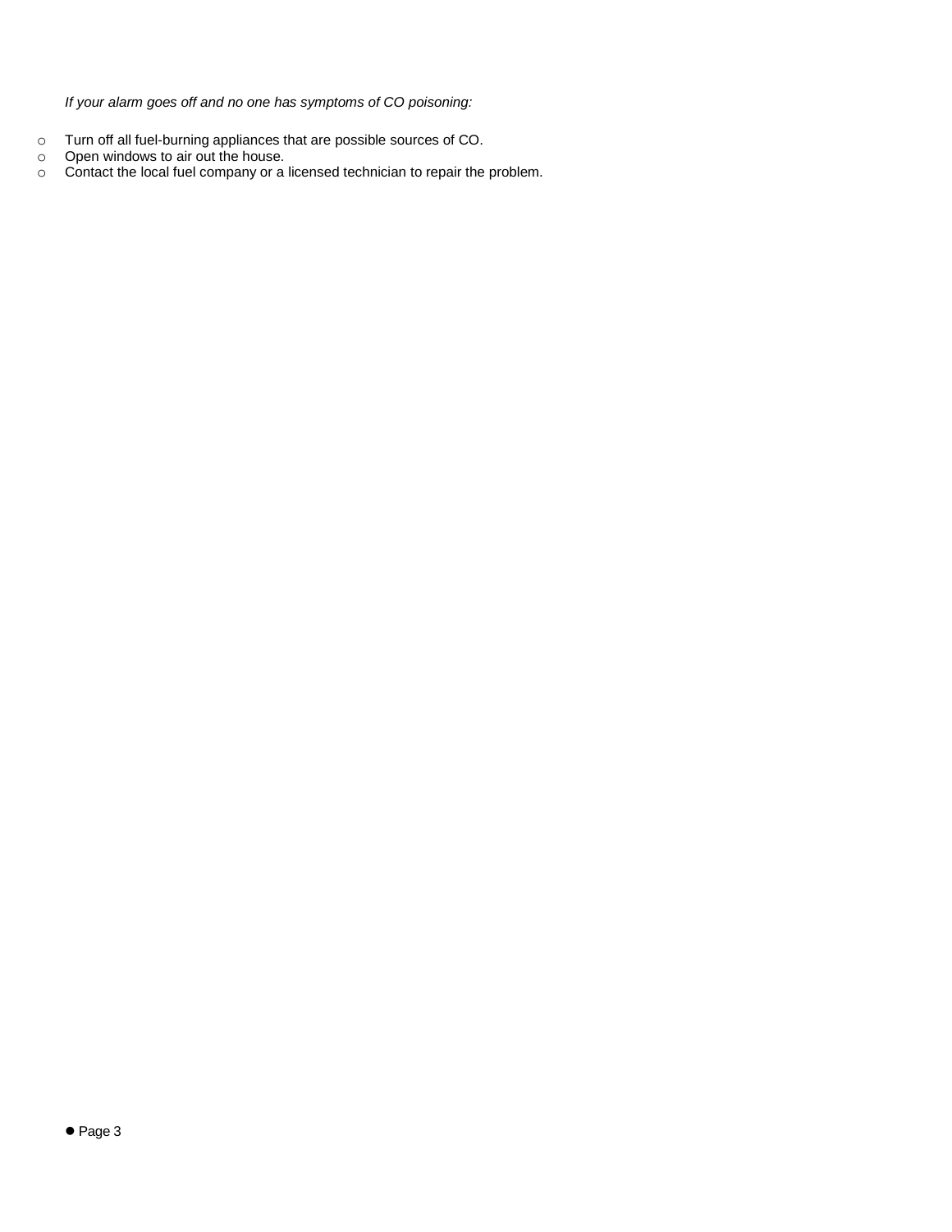*If your alarm goes off and no one has symptoms of CO poisoning:*

- Turn off all fuel-burning appliances that are possible sources of CO.
- Open windows to air out the house.
- Contact the local fuel company or a licensed technician to repair the problem.